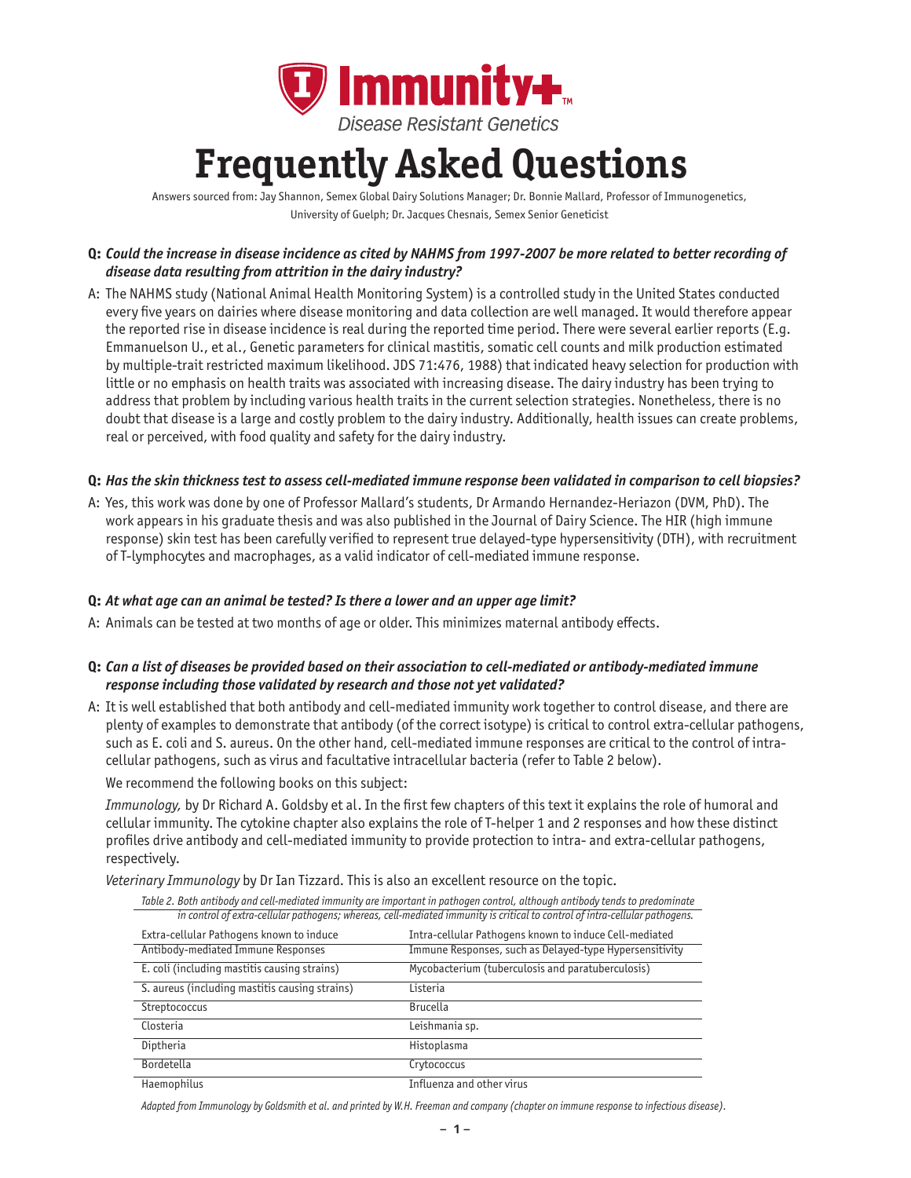**Immunity+™**

*Disease Resistant Genetics*

# Frequently Asked Questions

Answers sourced from: Jay Shannon, Semex Global Dairy Solutions Manager; Dr. Bonnie Mallard, Professor of Immunogenetics, University of Guelph; Dr. Jacques Chesnais, Semex Senior Geneticist

**Q:** ***Could the increase in disease incidence as cited by NAHMS from 1997-2007 be more related to better recording of disease data resulting from attrition in the dairy industry?***

A: The NAHMS study (National Animal Health Monitoring System) is a controlled study in the United States conducted every five years on dairies where disease monitoring and data collection are well managed. It would therefore appear the reported rise in disease incidence is real during the reported time period. There were several earlier reports (E.g. Emmanuelson U., et al., Genetic parameters for clinical mastitis, somatic cell counts and milk production estimated by multiple-trait restricted maximum likelihood. JDS 71:476, 1988) that indicated heavy selection for production with little or no emphasis on health traits was associated with increasing disease. The dairy industry has been trying to address that problem by including various health traits in the current selection strategies. Nonetheless, there is no doubt that disease is a large and costly problem to the dairy industry. Additionally, health issues can create problems, real or perceived, with food quality and safety for the dairy industry.

**Q:** ***Has the skin thickness test to assess cell-mediated immune response been validated in comparison to cell biopsies?***

A: Yes, this work was done by one of Professor Mallard's students, Dr Armando Hernandez-Heriazon (DVM, PhD). The work appears in his graduate thesis and was also published in the Journal of Dairy Science. The HIR (high immune response) skin test has been carefully verified to represent true delayed-type hypersensitivity (DTH), with recruitment of T-lymphocytes and macrophages, as a valid indicator of cell-mediated immune response.

**Q:** ***At what age can an animal be tested? Is there a lower and an upper age limit?***

A: Animals can be tested at two months of age or older. This minimizes maternal antibody effects.

**Q:** ***Can a list of diseases be provided based on their association to cell-mediated or antibody-mediated immune response including those validated by research and those not yet validated?***

A: It is well established that both antibody and cell-mediated immunity work together to control disease, and there are plenty of examples to demonstrate that antibody (of the correct isotype) is critical to control extra-cellular pathogens, such as E. coli and S. aureus. On the other hand, cell-mediated immune responses are critical to the control of intra-cellular pathogens, such as virus and facultative intracellular bacteria (refer to Table 2 below).

We recommend the following books on this subject:

*Immunology,* by Dr Richard A. Goldsby et al. In the first few chapters of this text it explains the role of humoral and cellular immunity. The cytokine chapter also explains the role of T-helper 1 and 2 responses and how these distinct profiles drive antibody and cell-mediated immunity to provide protection to intra- and extra-cellular pathogens, respectively.

*Veterinary Immunology* by Dr Ian Tizzard. This is also an excellent resource on the topic.

*Table 2. Both antibody and cell-mediated immunity are important in pathogen control, although antibody tends to predominate in control of extra-cellular pathogens; whereas, cell-mediated immunity is critical to control of intra-cellular pathogens.*

| Extra-cellular Pathogens known to induce Antibody-mediated Immune Responses | Intra-cellular Pathogens known to induce Cell-mediated Immune Responses, such as Delayed-type Hypersensitivity |
|---|---|
| E. coli (including mastitis causing strains) | Mycobacterium (tuberculosis and paratuberculosis) |
| S. aureus (including mastitis causing strains) | Listeria |
| Streptococcus | Brucella |
| Closteria | Leishmania sp. |
| Diptheria | Histoplasma |
| Bordetella | Crytococcus |
| Haemophilus | Influenza and other virus |

*Adapted from Immunology by Goldsmith et al. and printed by W.H. Freeman and company (chapter on immune response to infectious disease).*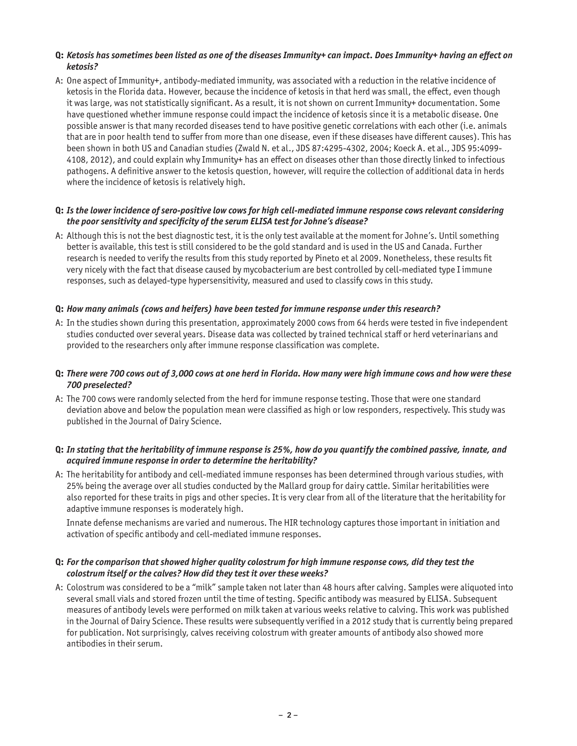**Q:** ***Ketosis has sometimes been listed as one of the diseases Immunity+ can impact. Does Immunity+ having an effect on ketosis?***

A: One aspect of Immunity+, antibody-mediated immunity, was associated with a reduction in the relative incidence of ketosis in the Florida data. However, because the incidence of ketosis in that herd was small, the effect, even though it was large, was not statistically significant. As a result, it is not shown on current Immunity+ documentation. Some have questioned whether immune response could impact the incidence of ketosis since it is a metabolic disease. One possible answer is that many recorded diseases tend to have positive genetic correlations with each other (i.e. animals that are in poor health tend to suffer from more than one disease, even if these diseases have different causes). This has been shown in both US and Canadian studies (Zwald N. et al., JDS 87:4295-4302, 2004; Koeck A. et al., JDS 95:4099-4108, 2012), and could explain why Immunity+ has an effect on diseases other than those directly linked to infectious pathogens. A definitive answer to the ketosis question, however, will require the collection of additional data in herds where the incidence of ketosis is relatively high.

**Q:** ***Is the lower incidence of sero-positive low cows for high cell-mediated immune response cows relevant considering the poor sensitivity and specificity of the serum ELISA test for Johne's disease?***

A: Although this is not the best diagnostic test, it is the only test available at the moment for Johne's. Until something better is available, this test is still considered to be the gold standard and is used in the US and Canada. Further research is needed to verify the results from this study reported by Pineto et al 2009. Nonetheless, these results fit very nicely with the fact that disease caused by mycobacterium are best controlled by cell-mediated type I immune responses, such as delayed-type hypersensitivity, measured and used to classify cows in this study.

**Q:** ***How many animals (cows and heifers) have been tested for immune response under this research?***

A: In the studies shown during this presentation, approximately 2000 cows from 64 herds were tested in five independent studies conducted over several years. Disease data was collected by trained technical staff or herd veterinarians and provided to the researchers only after immune response classification was complete.

**Q:** ***There were 700 cows out of 3,000 cows at one herd in Florida. How many were high immune cows and how were these 700 preselected?***

A: The 700 cows were randomly selected from the herd for immune response testing. Those that were one standard deviation above and below the population mean were classified as high or low responders, respectively. This study was published in the Journal of Dairy Science.

**Q:** ***In stating that the heritability of immune response is 25%, how do you quantify the combined passive, innate, and acquired immune response in order to determine the heritability?***

A: The heritability for antibody and cell-mediated immune responses has been determined through various studies, with 25% being the average over all studies conducted by the Mallard group for dairy cattle. Similar heritabilities were also reported for these traits in pigs and other species. It is very clear from all of the literature that the heritability for adaptive immune responses is moderately high.

Innate defense mechanisms are varied and numerous. The HIR technology captures those important in initiation and activation of specific antibody and cell-mediated immune responses.

**Q:** ***For the comparison that showed higher quality colostrum for high immune response cows, did they test the colostrum itself or the calves? How did they test it over these weeks?***

A: Colostrum was considered to be a "milk" sample taken not later than 48 hours after calving. Samples were aliquoted into several small vials and stored frozen until the time of testing. Specific antibody was measured by ELISA. Subsequent measures of antibody levels were performed on milk taken at various weeks relative to calving. This work was published in the Journal of Dairy Science. These results were subsequently verified in a 2012 study that is currently being prepared for publication. Not surprisingly, calves receiving colostrum with greater amounts of antibody also showed more antibodies in their serum.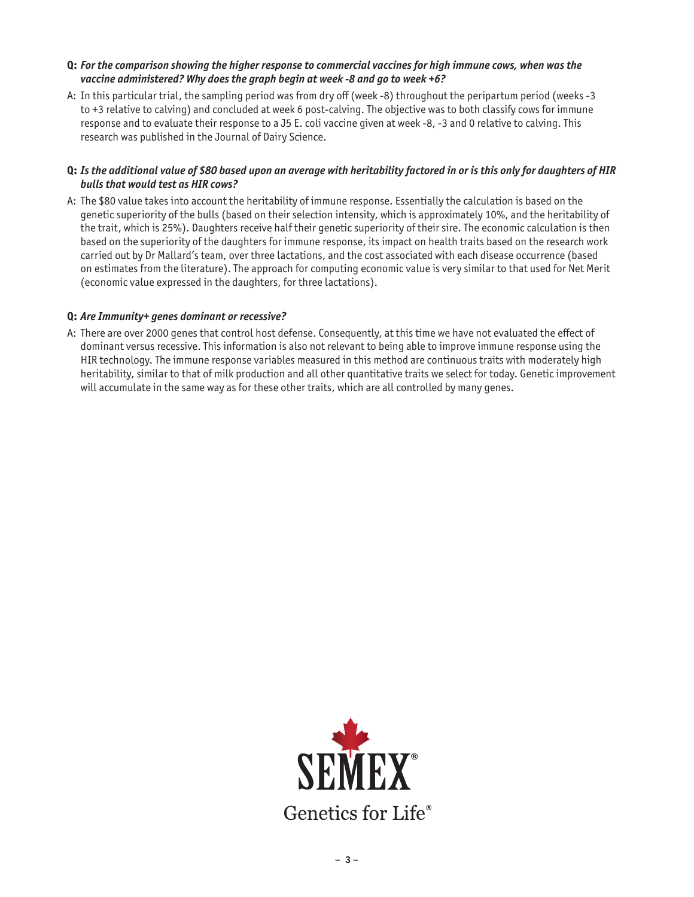**Q:** ***For the comparison showing the higher response to commercial vaccines for high immune cows, when was the vaccine administered? Why does the graph begin at week -8 and go to week +6?***

A: In this particular trial, the sampling period was from dry off (week -8) throughout the peripartum period (weeks -3 to +3 relative to calving) and concluded at week 6 post-calving. The objective was to both classify cows for immune response and to evaluate their response to a J5 E. coli vaccine given at week -8, -3 and 0 relative to calving. This research was published in the Journal of Dairy Science.

**Q:** ***Is the additional value of $80 based upon an average with heritability factored in or is this only for daughters of HIR bulls that would test as HIR cows?***

A: The $80 value takes into account the heritability of immune response. Essentially the calculation is based on the genetic superiority of the bulls (based on their selection intensity, which is approximately 10%, and the heritability of the trait, which is 25%). Daughters receive half their genetic superiority of their sire. The economic calculation is then based on the superiority of the daughters for immune response, its impact on health traits based on the research work carried out by Dr Mallard's team, over three lactations, and the cost associated with each disease occurrence (based on estimates from the literature). The approach for computing economic value is very similar to that used for Net Merit (economic value expressed in the daughters, for three lactations).

**Q:** ***Are Immunity+ genes dominant or recessive?***

A: There are over 2000 genes that control host defense. Consequently, at this time we have not evaluated the effect of dominant versus recessive. This information is also not relevant to being able to improve immune response using the HIR technology. The immune response variables measured in this method are continuous traits with moderately high heritability, similar to that of milk production and all other quantitative traits we select for today. Genetic improvement will accumulate in the same way as for these other traits, which are all controlled by many genes.

SEMEX®
Genetics for Life®